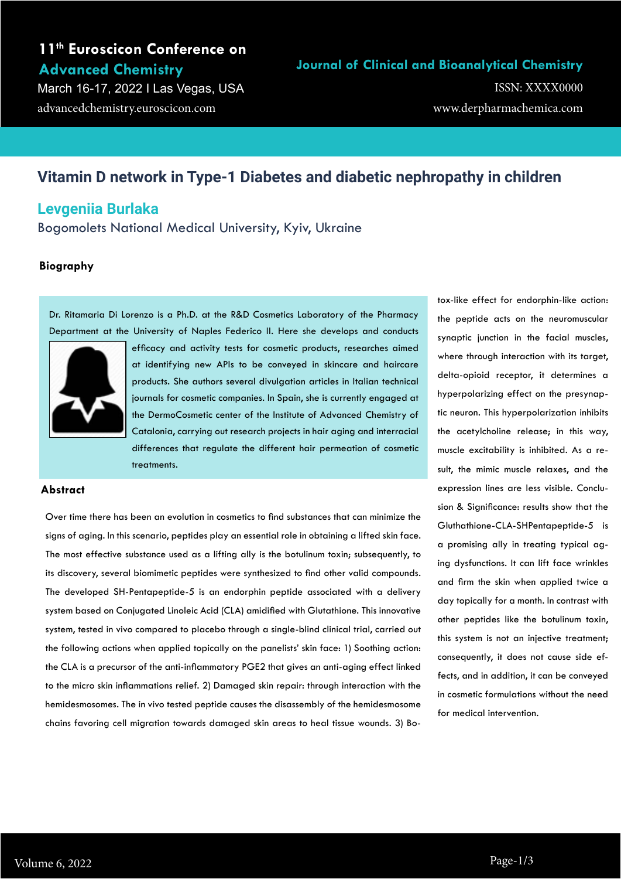# Vitamin D network in Type-1 Diabetes and diabetic nephropathy in children

## Levgeniia Burlaka

Bogomolets National Medical University, Kyiv, Ukraine

### Biography

Dr. Ritamaria Di Lorenzo is a Ph.D. at the R&D Cosmetics Laboratory of the Pharmacy Department at the University of Naples Federico II. Here she develops and conducts efficacy and activity tests for cosmetic products, researches aimed at identifying new APIs to be conveyed in skincare and haircare products. She authors several divulgation articles in Italian technical journals for cosmetic companies. In Spain, she is currently engaged at the DermoCosmetic center of the Institute of Advanced Chemistry of Catalonia, carrying out research projects in hair aging and interracial differences that regulate the different hair permeation of cosmetic treatments.

### Abstract

Over time there has been an evolution in cosmetics to find substances that can minimize the signs of aging. In this scenario, peptides play an essential role in obtaining a lifted skin face. The most effective substance used as a lifting ally is the botulinum toxin; subsequently, to its discovery, several biomimetic peptides were synthesized to find other valid compounds. The developed SH-Pentapeptide-5 is an endorphin peptide associated with a delivery system based on Conjugated Linoleic Acid (CLA) amidified with Glutathione. This innovative system, tested in vivo compared to placebo through a single-blind clinical trial, carried out the following actions when applied topically on the panelists' skin face: 1) Soothing action: the CLA is a precursor of the anti-inflammatory PGE2 that gives an anti-aging effect linked to the micro skin inflammations relief. 2) Damaged skin repair: through interaction with the hemidesmosomes. The in vivo tested peptide causes the disassembly of the hemidesmosome chains favoring cell migration towards damaged skin areas to heal tissue wounds. 3) Botox-like effect for endorphin-like action: the peptide acts on the neuromuscular synaptic junction in the facial muscles, where through interaction with its target, delta-opioid receptor, it determines a hyperpolarizing effect on the presynaptic neuron. This hyperpolarization inhibits the acetylcholine release; in this way, muscle excitability is inhibited. As a result, the mimic muscle relaxes, and the expression lines are less visible. Conclusion & Significance: results show that the Gluthathione-CLA-SHPentapeptide-5 is a promising ally in treating typical aging dysfunctions. It can lift face wrinkles and firm the skin when applied twice a day topically for a month. In contrast with other peptides like the botulinum toxin, this system is not an injective treatment; consequently, it does not cause side effects, and in addition, it can be conveyed in cosmetic formulations without the need for medical intervention.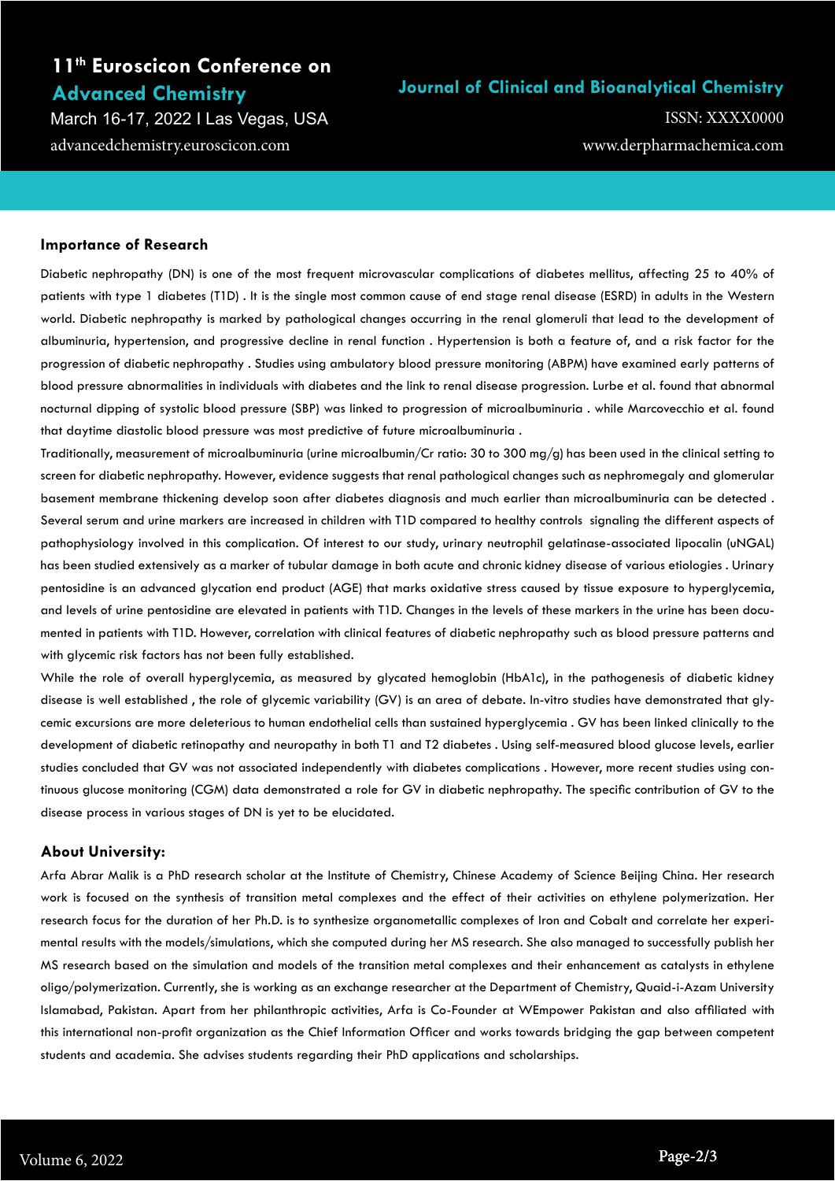## Importance of Research

Diabetic nephropathy (DN) is one of the most frequent microvascular complications of diabetes mellitus, affecting 25 to 40% of patients with type 1 diabetes (T1D) . It is the single most common cause of end stage renal disease (ESRD) in adults in the Western world. Diabetic nephropathy is marked by pathological changes occurring in the renal glomeruli that lead to the development of albuminuria, hypertension, and progressive decline in renal function . Hypertension is both a feature of, and a risk factor for the progression of diabetic nephropathy . Studies using ambulatory blood pressure monitoring (ABPM) have examined early patterns of blood pressure abnormalities in individuals with diabetes and the link to renal disease progression. Lurbe et al. found that abnormal nocturnal dipping of systolic blood pressure (SBP) was linked to progression of microalbuminuria . while Marcovecchio et al. found that daytime diastolic blood pressure was most predictive of future microalbuminuria .

Traditionally, measurement of microalbuminuria (urine microalbumin/Cr ratio: 30 to 300 mg/g) has been used in the clinical setting to screen for diabetic nephropathy. However, evidence suggests that renal pathological changes such as nephromegaly and glomerular basement membrane thickening develop soon after diabetes diagnosis and much earlier than microalbuminuria can be detected . Several serum and urine markers are increased in children with T1D compared to healthy controls signaling the different aspects of pathophysiology involved in this complication. Of interest to our study, urinary neutrophil gelatinase-associated lipocalin (uNGAL) has been studied extensively as a marker of tubular damage in both acute and chronic kidney disease of various etiologies . Urinary pentosidine is an advanced glycation end product (AGE) that marks oxidative stress caused by tissue exposure to hyperglycemia, and levels of urine pentosidine are elevated in patients with T1D. Changes in the levels of these markers in the urine has been documented in patients with T1D. However, correlation with clinical features of diabetic nephropathy such as blood pressure patterns and with glycemic risk factors has not been fully established.

While the role of overall hyperglycemia, as measured by glycated hemoglobin (HbA1c), in the pathogenesis of diabetic kidney disease is well established , the role of glycemic variability (GV) is an area of debate. In-vitro studies have demonstrated that glycemic excursions are more deleterious to human endothelial cells than sustained hyperglycemia . GV has been linked clinically to the development of diabetic retinopathy and neuropathy in both T1 and T2 diabetes . Using self-measured blood glucose levels, earlier studies concluded that GV was not associated independently with diabetes complications . However, more recent studies using continuous glucose monitoring (CGM) data demonstrated a role for GV in diabetic nephropathy. The specific contribution of GV to the disease process in various stages of DN is yet to be elucidated.

## About University:

Arfa Abrar Malik is a PhD research scholar at the Institute of Chemistry, Chinese Academy of Science Beijing China. Her research work is focused on the synthesis of transition metal complexes and the effect of their activities on ethylene polymerization. Her research focus for the duration of her Ph.D. is to synthesize organometallic complexes of Iron and Cobalt and correlate her experimental results with the models/simulations, which she computed during her MS research. She also managed to successfully publish her MS research based on the simulation and models of the transition metal complexes and their enhancement as catalysts in ethylene oligo/polymerization. Currently, she is working as an exchange researcher at the Department of Chemistry, Quaid-i-Azam University Islamabad, Pakistan. Apart from her philanthropic activities, Arfa is Co-Founder at WEmpower Pakistan and also affiliated with this international non-profit organization as the Chief Information Officer and works towards bridging the gap between competent students and academia. She advises students regarding their PhD applications and scholarships.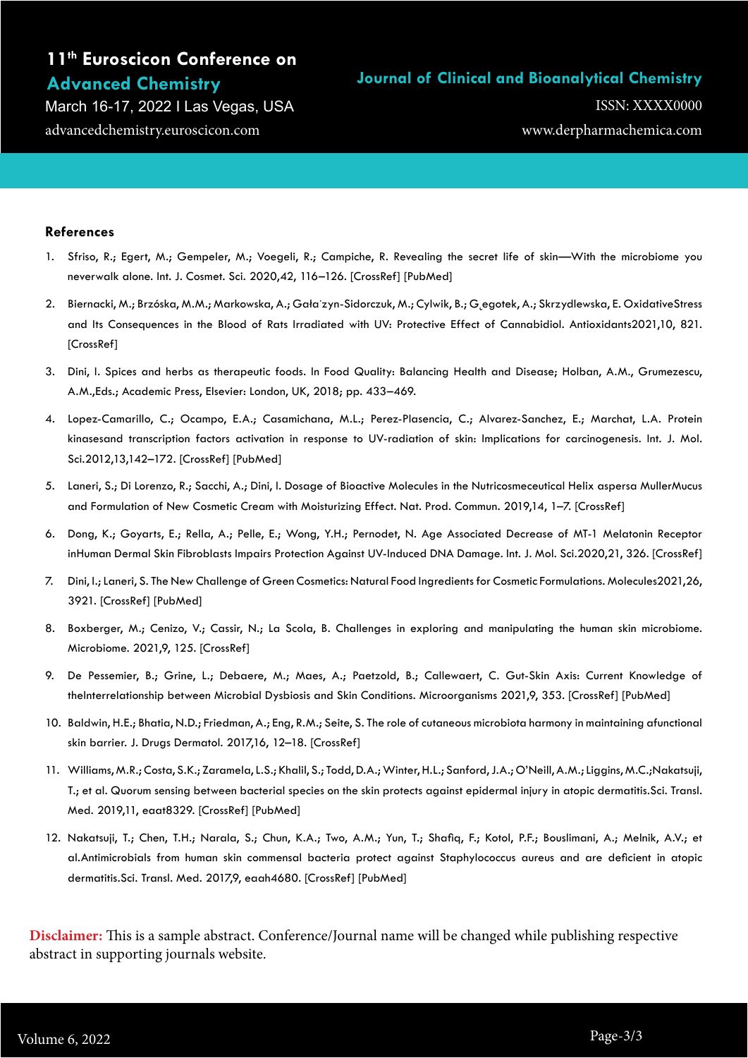## References

1. Sfriso, R.; Egert, M.; Gempeler, M.; Voegeli, R.; Campiche, R. Revealing the secret life of skin—With the microbiome you neverwalk alone. Int. J. Cosmet. Sci. 2020,42, 116–126. [CrossRef] [PubMed]
2. Biernacki, M.; Brzóska, M.M.; Markowska, A.; Gała˙zyn-Sidorczuk, M.; Cylwik, B.; G˛egotek, A.; Skrzydlewska, E. OxidativeStress and Its Consequences in the Blood of Rats Irradiated with UV: Protective Effect of Cannabidiol. Antioxidants2021,10, 821. [CrossRef]
3. Dini, I. Spices and herbs as therapeutic foods. In Food Quality: Balancing Health and Disease; Holban, A.M., Grumezescu, A.M.,Eds.; Academic Press, Elsevier: London, UK, 2018; pp. 433–469.
4. Lopez-Camarillo, C.; Ocampo, E.A.; Casamichana, M.L.; Perez-Plasencia, C.; Alvarez-Sanchez, E.; Marchat, L.A. Protein kinasesand transcription factors activation in response to UV-radiation of skin: Implications for carcinogenesis. Int. J. Mol. Sci.2012,13,142–172. [CrossRef] [PubMed]
5. Laneri, S.; Di Lorenzo, R.; Sacchi, A.; Dini, I. Dosage of Bioactive Molecules in the Nutricosmeceutical Helix aspersa MullerMucus and Formulation of New Cosmetic Cream with Moisturizing Effect. Nat. Prod. Commun. 2019,14, 1–7. [CrossRef]
6. Dong, K.; Goyarts, E.; Rella, A.; Pelle, E.; Wong, Y.H.; Pernodet, N. Age Associated Decrease of MT-1 Melatonin Receptor inHuman Dermal Skin Fibroblasts Impairs Protection Against UV-Induced DNA Damage. Int. J. Mol. Sci.2020,21, 326. [CrossRef]
7. Dini, I.; Laneri, S. The New Challenge of Green Cosmetics: Natural Food Ingredients for Cosmetic Formulations. Molecules2021,26, 3921. [CrossRef] [PubMed]
8. Boxberger, M.; Cenizo, V.; Cassir, N.; La Scola, B. Challenges in exploring and manipulating the human skin microbiome. Microbiome. 2021,9, 125. [CrossRef]
9. De Pessemier, B.; Grine, L.; Debaere, M.; Maes, A.; Paetzold, B.; Callewaert, C. Gut-Skin Axis: Current Knowledge of theInterrelationship between Microbial Dysbiosis and Skin Conditions. Microorganisms 2021,9, 353. [CrossRef] [PubMed]
10. Baldwin, H.E.; Bhatia, N.D.; Friedman, A.; Eng, R.M.; Seite, S. The role of cutaneous microbiota harmony in maintaining afunctional skin barrier. J. Drugs Dermatol. 2017,16, 12–18. [CrossRef]
11. Williams, M.R.; Costa, S.K.; Zaramela, L.S.; Khalil, S.; Todd, D.A.; Winter, H.L.; Sanford, J.A.; O'Neill, A.M.; Liggins, M.C.;Nakatsuji, T.; et al. Quorum sensing between bacterial species on the skin protects against epidermal injury in atopic dermatitis.Sci. Transl. Med. 2019,11, eaat8329. [CrossRef] [PubMed]
12. Nakatsuji, T.; Chen, T.H.; Narala, S.; Chun, K.A.; Two, A.M.; Yun, T.; Shafiq, F.; Kotol, P.F.; Bouslimani, A.; Melnik, A.V.; et al.Antimicrobials from human skin commensal bacteria protect against Staphylococcus aureus and are deficient in atopic dermatitis.Sci. Transl. Med. 2017,9, eaah4680. [CrossRef] [PubMed]

**Disclaimer:** This is a sample abstract. Conference/Journal name will be changed while publishing respective abstract in supporting journals website.